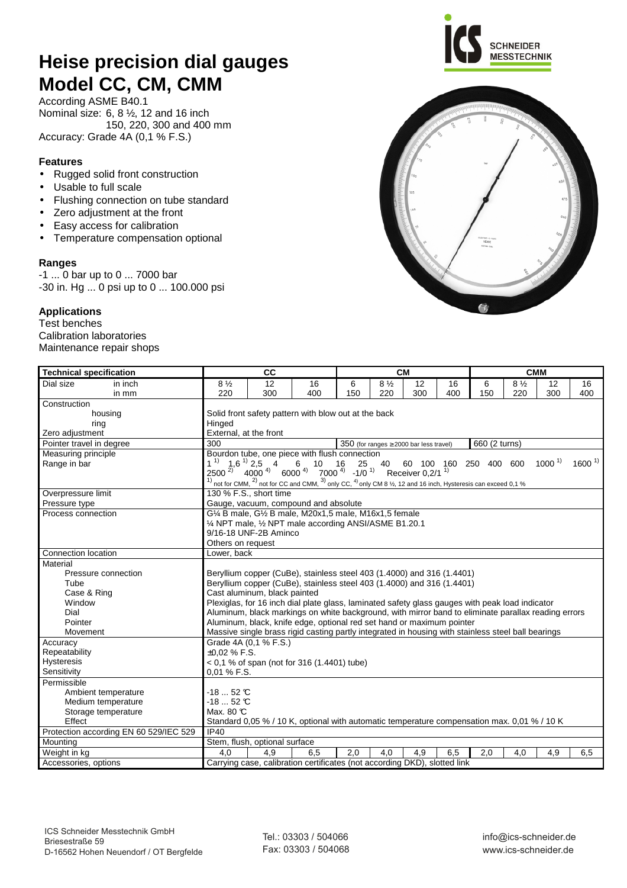# Heise precision dial gauges
# Model CC, CM, CMM

According ASME B40.1
Nominal size: 6, 8 ½, 12 and 16 inch
150, 220, 300 and 400 mm
Accuracy: Grade 4A (0,1 % F.S.)

### Features

- Rugged solid front construction
- Usable to full scale
- Flushing connection on tube standard
- Zero adjustment at the front
- Easy access for calibration
- Temperature compensation optional

### Ranges

-1 ... 0 bar up to 0 ... 7000 bar
-30 in. Hg ... 0 psi up to 0 ... 100.000 psi

### Applications

Test benches
Calibration laboratories
Maintenance repair shops

| Technical specification | | CC | | | CM | | | | CMM | | | |
|---|---|---|---|---|---|---|---|---|---|---|---|---|
| Dial size | in inch | 8 ½ | 12 | 16 | 6 | 8 ½ | 12 | 16 | 6 | 8 ½ | 12 | 16 |
| | in mm | 220 | 300 | 400 | 150 | 220 | 300 | 400 | 150 | 220 | 300 | 400 |
| Construction | housing | Solid front safety pattern with blow out at the back | | | | | | | | | | |
| | ring | Hinged | | | | | | | | | | |
| Zero adjustment | | External, at the front | | | | | | | | | | |
| Pointer travel in degree | | 300 | | | 350 (for ranges ≥2000 bar less travel) | | | | 660 (2 turns) | | | |
| Measuring principle | | Bourdon tube, one piece with flush connection | | | | | | | | | | |
| Range in bar | | 1 [1] 1,6 [1] 2,5 4 6 10 16 25 40 60 100 160 250 400 600 1000 [1] 1600 [1] 2500 [2] 4000 [4] 6000 [4] 7000 [4] -1/0 [1] Receiver 0,2/1 [1]<br>[1] not for CMM, [2] not for CC and CMM, [3] only CC, [4] only CM 8 ½, 12 and 16 inch, Hysteresis can exceed 0,1 % | | | | | | | | | | |
| Overpressure limit | | 130 % F.S., short time | | | | | | | | | | |
| Pressure type | | Gauge, vacuum, compound and absolute | | | | | | | | | | |
| Process connection | | G¼ B male, G½ B male, M20x1,5 male, M16x1,5 female<br>¼ NPT male, ½ NPT male according ANSI/ASME B1.20.1<br>9/16-18 UNF-2B Aminco<br>Others on request | | | | | | | | | | |
| Connection location | | Lower, back | | | | | | | | | | |
| Material | Pressure connection | Beryllium copper (CuBe), stainless steel 403 (1.4000) and 316 (1.4401) | | | | | | | | | | |
| | Tube | Beryllium copper (CuBe), stainless steel 403 (1.4000) and 316 (1.4401) | | | | | | | | | | |
| | Case & Ring | Cast aluminum, black painted | | | | | | | | | | |
| | Window | Plexiglas, for 16 inch dial plate glass, laminated safety glass gauges with peak load indicator | | | | | | | | | | |
| | Dial | Aluminum, black markings on white background, with mirror band to eliminate parallax reading errors | | | | | | | | | | |
| | Pointer | Aluminum, black, knife edge, optional red set hand or maximum pointer | | | | | | | | | | |
| | Movement | Massive single brass rigid casting partly integrated in housing with stainless steel ball bearings | | | | | | | | | | |
| Accuracy | | Grade 4A (0,1 % F.S.) | | | | | | | | | | |
| Repeatability | | ±0,02 % F.S. | | | | | | | | | | |
| Hysteresis | | < 0,1 % of span (not for 316 (1.4401) tube) | | | | | | | | | | |
| Sensitivity | | 0,01 % F.S. | | | | | | | | | | |
| Permissible | Ambient temperature | -18 ... 52 °C | | | | | | | | | | |
| | Medium temperature | -18 ... 52 °C | | | | | | | | | | |
| | Storage temperature | Max. 80 °C | | | | | | | | | | |
| | Effect | Standard 0,05 % / 10 K, optional with automatic temperature compensation max. 0,01 % / 10 K | | | | | | | | | | |
| Protection according EN 60 529/IEC 529 | | IP40 | | | | | | | | | | |
| Mounting | | Stem, flush, optional surface | | | | | | | | | | |
| Weight in kg | | 4,0 | 4,9 | 6,5 | 2,0 | 4,0 | 4,9 | 6,5 | 2,0 | 4,0 | 4,9 | 6,5 |
| Accessories, options | | Carrying case, calibration certificates (not according DKD), slotted link | | | | | | | | | | |

ICS Schneider Messtechnik GmbH
Briesestraße 59
D-16562 Hohen Neuendorf / OT Bergfelde

Tel.: 03303 / 504066
Fax: 03303 / 504068

info@ics-schneider.de
www.ics-schneider.de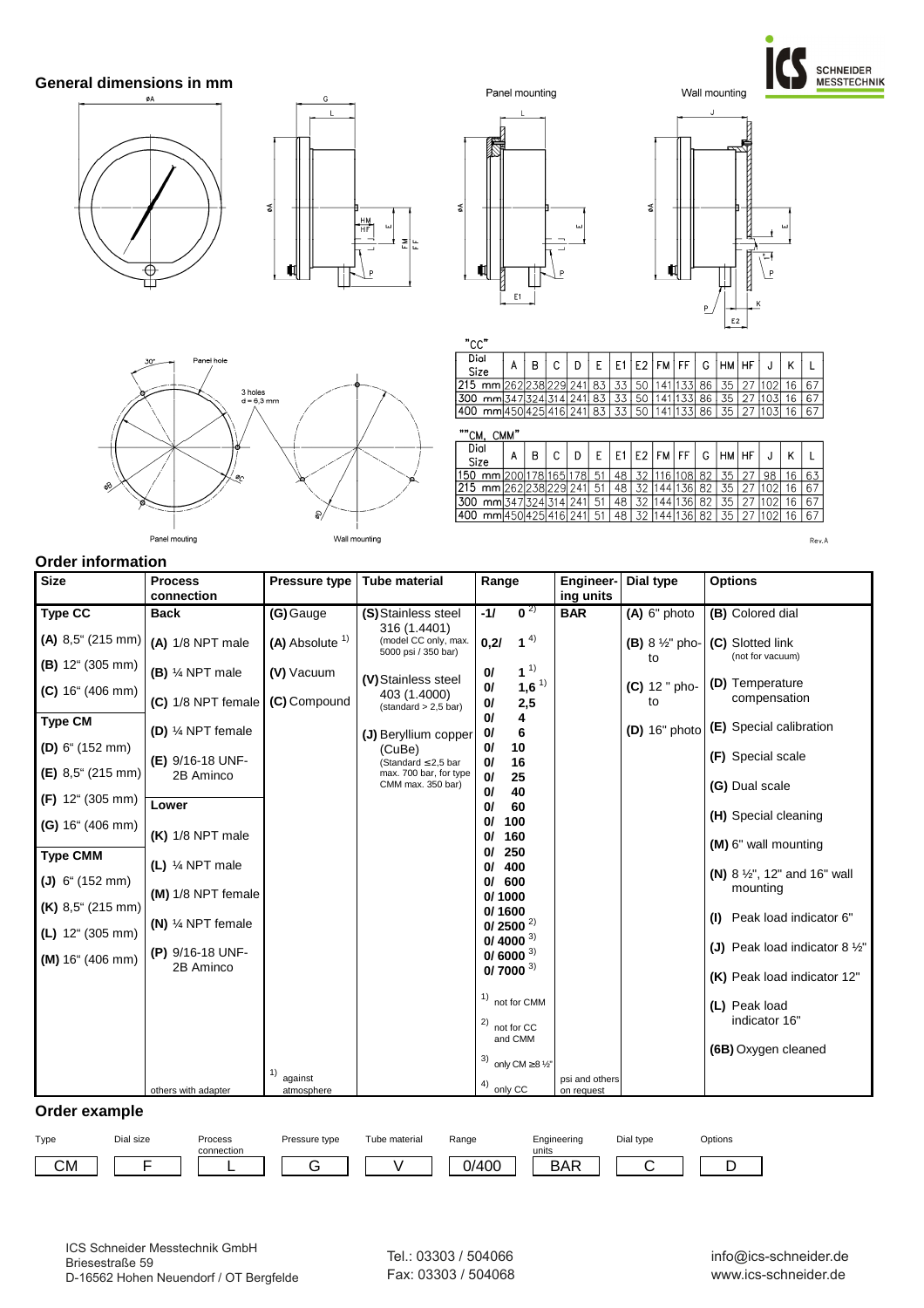## General dimensions in mm

Panel mounting

Wall mounting

Panel hole

3 holes
d = 6,3 mm

Panel mouting

Wall mounting

"CC"

| Dial Size | A | B | C | D | E | E1 | E2 | FM | FF | G | HM | HF | J | K | L |
|---|---|---|---|---|---|---|---|---|---|---|---|---|---|---|---|
| 215 mm | 262 | 238 | 229 | 241 | 83 | 33 | 50 | 141 | 133 | 86 | 35 | 27 | 102 | 16 | 67 |
| 300 mm | 347 | 324 | 314 | 241 | 83 | 33 | 50 | 141 | 133 | 86 | 35 | 27 | 103 | 16 | 67 |
| 400 mm | 450 | 425 | 416 | 241 | 83 | 33 | 50 | 141 | 133 | 86 | 35 | 27 | 103 | 16 | 67 |

"CM, CMM"

| Dial Size | A | B | C | D | E | E1 | E2 | FM | FF | G | HM | HF | J | K | L |
|---|---|---|---|---|---|---|---|---|---|---|---|---|---|---|---|
| 150 mm | 200 | 178 | 165 | 178 | 51 | 48 | 32 | 116 | 108 | 82 | 35 | 27 | 98 | 16 | 63 |
| 215 mm | 262 | 238 | 229 | 241 | 51 | 48 | 32 | 144 | 136 | 82 | 35 | 27 | 102 | 16 | 67 |
| 300 mm | 347 | 324 | 314 | 241 | 51 | 48 | 32 | 144 | 136 | 82 | 35 | 27 | 102 | 16 | 67 |
| 400 mm | 450 | 425 | 416 | 241 | 51 | 48 | 32 | 144 | 136 | 82 | 35 | 27 | 102 | 16 | 67 |

Rev.A

## Order information

| Size | Process connection | Pressure type | Tube material | Range | Engineering units | Dial type | Options |
|---|---|---|---|---|---|---|---|
| **Type CC** | **Back** | **(G)** Gauge | **(S)** Stainless steel 316 (1.4401) (model CC only, max. 5000 psi / 350 bar) | -1/ 0 [2] | **BAR** | **(A)** 6" photo | **(B)** Colored dial |
| **(A)** 8,5" (215 mm) | **(A)** 1/8 NPT male | **(A)** Absolute [1] | | 0,2/ 1 [4] | | **(B)** 8 ½" photo | **(C)** Slotted link (not for vacuum) |
| **(B)** 12" (305 mm) | **(B)** ¼ NPT male | **(V)** Vacuum | **(V)** Stainless steel 403 (1.4000) (standard > 2,5 bar) | 0/ 1 [1] | | **(C)** 12 " photo | **(D)** Temperature compensation |
| **(C)** 16" (406 mm) | **(C)** 1/8 NPT female | **(C)** Compound | | 0/ 1,6 [1] | | **(D)** 16" photo | **(E)** Special calibration |
| **Type CM** | **(D)** ¼ NPT female | | **(J)** Beryllium copper (CuBe) (Standard ≤2,5 bar max. 700 bar, for type CMM max. 350 bar) | 0/ 2,5 | | | **(F)** Special scale |
| **(D)** 6" (152 mm) | **(E)** 9/16-18 UNF-2B Aminco | | | 0/ 4 | | | **(G)** Dual scale |
| **(E)** 8,5" (215 mm) | | | | 0/ 6 | | | **(H)** Special cleaning |
| **(F)** 12" (305 mm) | **Lower** | | | 0/ 10 | | | **(M)** 6" wall mounting |
| **(G)** 16" (406 mm) | **(K)** 1/8 NPT male | | | 0/ 16 | | | **(N)** 8 ½", 12" and 16" wall mounting |
| **Type CMM** | **(L)** ¼ NPT male | | | 0/ 25 | | | **(I)** Peak load indicator 6" |
| **(J)** 6" (152 mm) | **(M)** 1/8 NPT female | | | 0/ 40 | | | **(J)** Peak load indicator 8 ½" |
| **(K)** 8,5" (215 mm) | **(N)** ¼ NPT female | | | 0/ 60 | | | **(K)** Peak load indicator 12" |
| **(L)** 12" (305 mm) | **(P)** 9/16-18 UNF-2B Aminco | | | 0/ 100 | | | **(L)** Peak load indicator 16" |
| **(M)** 16" (406 mm) | | | | 0/ 160 | | | **(6B)** Oxygen cleaned |
| | | | | 0/ 250 | | | |
| | | | | 0/ 400 | | | |
| | | | | 0/ 600 | | | |
| | | | | 0/ 1000 | | | |
| | | | | 0/ 1600 | | | |
| | | | | 0/ 2500 [2] | | | |
| | | | | 0/ 4000 [3] | | | |
| | | | | 0/ 6000 [3] | | | |
| | | | | 0/ 7000 [3] | | | |
| | | | | 1) not for CMM | | | |
| | | | | 2) not for CC and CMM | | | |
| | | | | 3) only CM ≥8 ½" | | | |
| | others with adapter | 1) against atmosphere | | 4) only CC | psi and others on request | | |

## Order example

| Type | Dial size | Process connection | Pressure type | Tube material | Range | Engineering units | Dial type | Options |
|---|---|---|---|---|---|---|---|---|
| CM | F | L | G | V | 0/400 | BAR | C | D |

ICS Schneider Messtechnik GmbH
Briesestraße 59
D-16562 Hohen Neuendorf / OT Bergfelde

Tel.: 03303 / 504066
Fax: 03303 / 504068

info@ics-schneider.de
www.ics-schneider.de